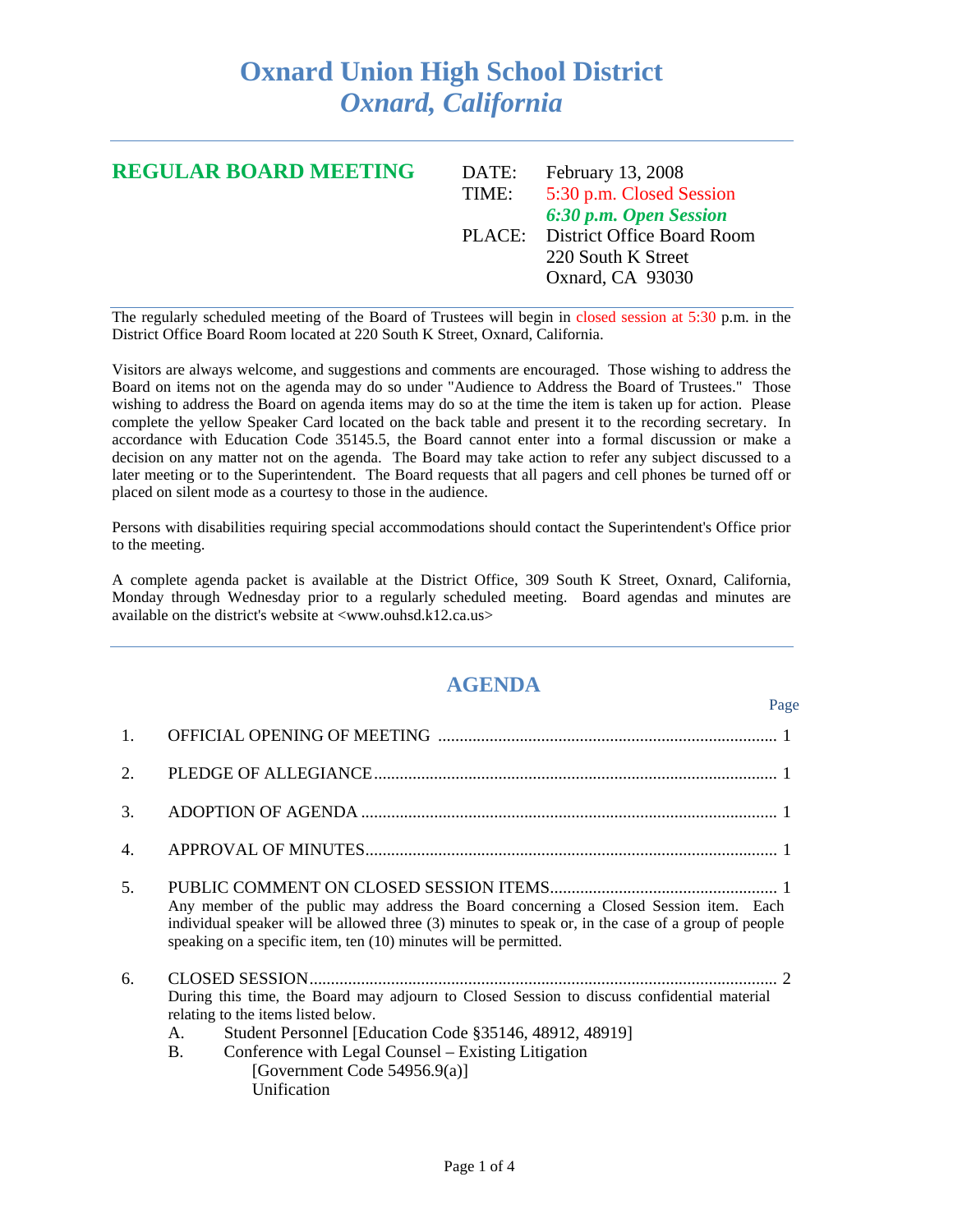# Oxnard Union High School District
## *Oxnard, California*

---

## REGULAR BOARD MEETING

| | |
|---|---|
| DATE: | February 13, 2008 |
| TIME: | 5:30 p.m. Closed Session |
| | ***6:30 p.m. Open Session*** |
| PLACE: | District Office Board Room |
| | 220 South K Street |
| | Oxnard, CA 93030 |

---

The regularly scheduled meeting of the Board of Trustees will begin in closed session at 5:30 p.m. in the District Office Board Room located at 220 South K Street, Oxnard, California.

Visitors are always welcome, and suggestions and comments are encouraged. Those wishing to address the Board on items not on the agenda may do so under "Audience to Address the Board of Trustees." Those wishing to address the Board on agenda items may do so at the time the item is taken up for action. Please complete the yellow Speaker Card located on the back table and present it to the recording secretary. In accordance with Education Code 35145.5, the Board cannot enter into a formal discussion or make a decision on any matter not on the agenda. The Board may take action to refer any subject discussed to a later meeting or to the Superintendent. The Board requests that all pagers and cell phones be turned off or placed on silent mode as a courtesy to those in the audience.

Persons with disabilities requiring special accommodations should contact the Superintendent's Office prior to the meeting.

A complete agenda packet is available at the District Office, 309 South K Street, Oxnard, California, Monday through Wednesday prior to a regularly scheduled meeting. Board agendas and minutes are available on the district's website at <www.ouhsd.k12.ca.us>

---

## AGENDA

Page

1. OFFICIAL OPENING OF MEETING .................... 1

2. PLEDGE OF ALLEGIANCE .................... 1

3. ADOPTION OF AGENDA .................... 1

4. APPROVAL OF MINUTES .................... 1

5. PUBLIC COMMENT ON CLOSED SESSION ITEMS .................... 1
   Any member of the public may address the Board concerning a Closed Session item. Each individual speaker will be allowed three (3) minutes to speak or, in the case of a group of people speaking on a specific item, ten (10) minutes will be permitted.

6. CLOSED SESSION .................... 2
   During this time, the Board may adjourn to Closed Session to discuss confidential material relating to the items listed below.
   - A. Student Personnel [Education Code §35146, 48912, 48919]
   - B. Conference with Legal Counsel – Existing Litigation
     [Government Code 54956.9(a)]
     Unification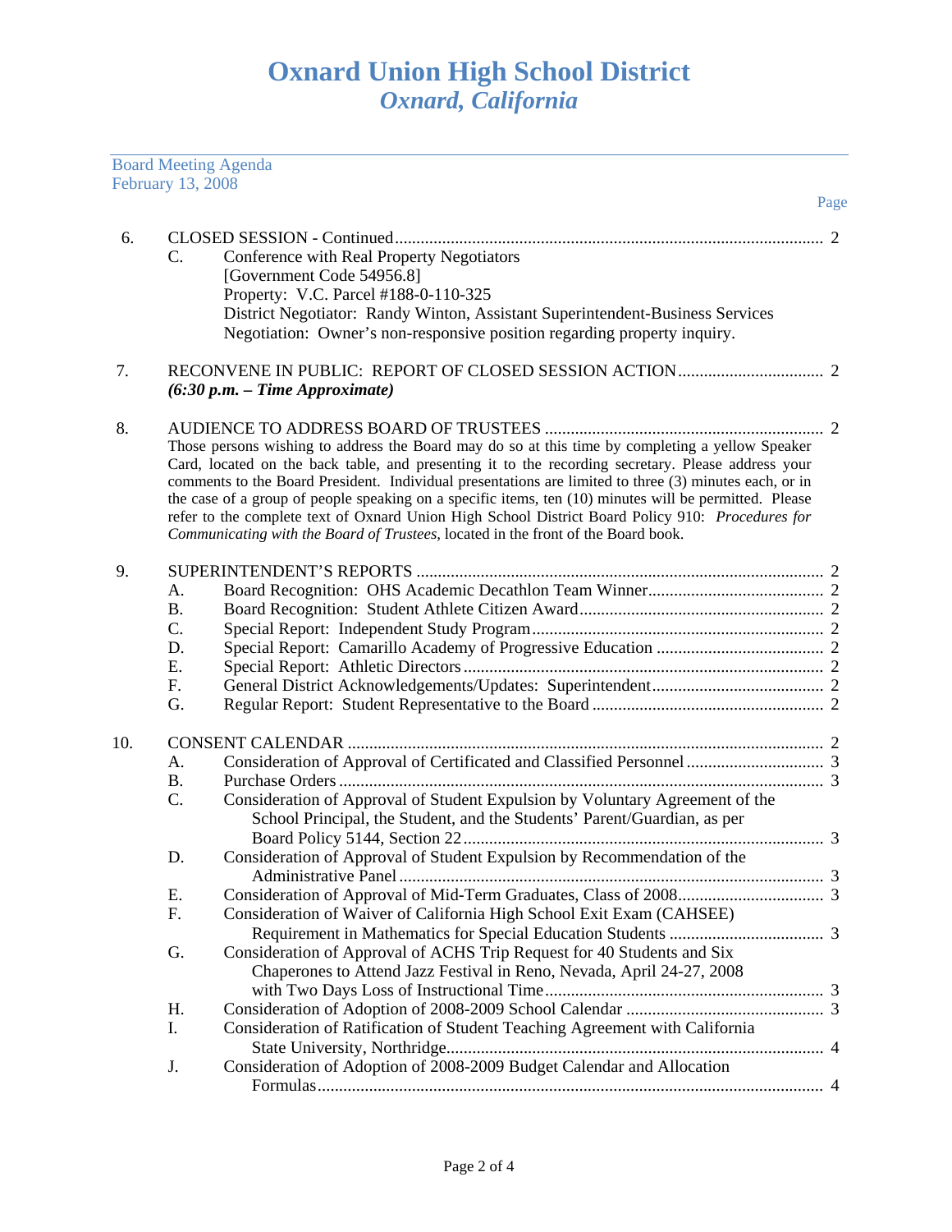# Oxnard Union High School District
## *Oxnard, California*

Board Meeting Agenda
February 13, 2008

Page

6. CLOSED SESSION - Continued .................................................................................................... 2
   - C. Conference with Real Property Negotiators
     [Government Code 54956.8]
     Property: V.C. Parcel #188-0-110-325
     District Negotiator: Randy Winton, Assistant Superintendent-Business Services
     Negotiation: Owner's non-responsive position regarding property inquiry.

7. RECONVENE IN PUBLIC: REPORT OF CLOSED SESSION ACTION ................................. 2
   ***(6:30 p.m. – Time Approximate)***

8. AUDIENCE TO ADDRESS BOARD OF TRUSTEES ................................................................. 2
   Those persons wishing to address the Board may do so at this time by completing a yellow Speaker Card, located on the back table, and presenting it to the recording secretary. Please address your comments to the Board President. Individual presentations are limited to three (3) minutes each, or in the case of a group of people speaking on a specific items, ten (10) minutes will be permitted. Please refer to the complete text of Oxnard Union High School District Board Policy 910: *Procedures for Communicating with the Board of Trustees,* located in the front of the Board book.

9. SUPERINTENDENT'S REPORTS .............................................................................................. 2
   - A. Board Recognition: OHS Academic Decathlon Team Winner ......................................... 2
   - B. Board Recognition: Student Athlete Citizen Award ......................................................... 2
   - C. Special Report: Independent Study Program .................................................................... 2
   - D. Special Report: Camarillo Academy of Progressive Education ....................................... 2
   - E. Special Report: Athletic Directors .................................................................................... 2
   - F. General District Acknowledgements/Updates: Superintendent ........................................ 2
   - G. Regular Report: Student Representative to the Board ...................................................... 2

10. CONSENT CALENDAR .............................................................................................................. 2
    - A. Consideration of Approval of Certificated and Classified Personnel ................................ 3
    - B. Purchase Orders ................................................................................................................. 3
    - C. Consideration of Approval of Student Expulsion by Voluntary Agreement of the School Principal, the Student, and the Students' Parent/Guardian, as per Board Policy 5144, Section 22 .................................................................................... 3
    - D. Consideration of Approval of Student Expulsion by Recommendation of the Administrative Panel .................................................................................................. 3
    - E. Consideration of Approval of Mid-Term Graduates, Class of 2008 .................................. 3
    - F. Consideration of Waiver of California High School Exit Exam (CAHSEE) Requirement in Mathematics for Special Education Students .................................... 3
    - G. Consideration of Approval of ACHS Trip Request for 40 Students and Six Chaperones to Attend Jazz Festival in Reno, Nevada, April 24-27, 2008 with Two Days Loss of Instructional Time ................................................................ 3
    - H. Consideration of Adoption of 2008-2009 School Calendar .............................................. 3
    - I. Consideration of Ratification of Student Teaching Agreement with California State University, Northridge ........................................................................................ 4
    - J. Consideration of Adoption of 2008-2009 Budget Calendar and Allocation Formulas ..................................................................................................................... 4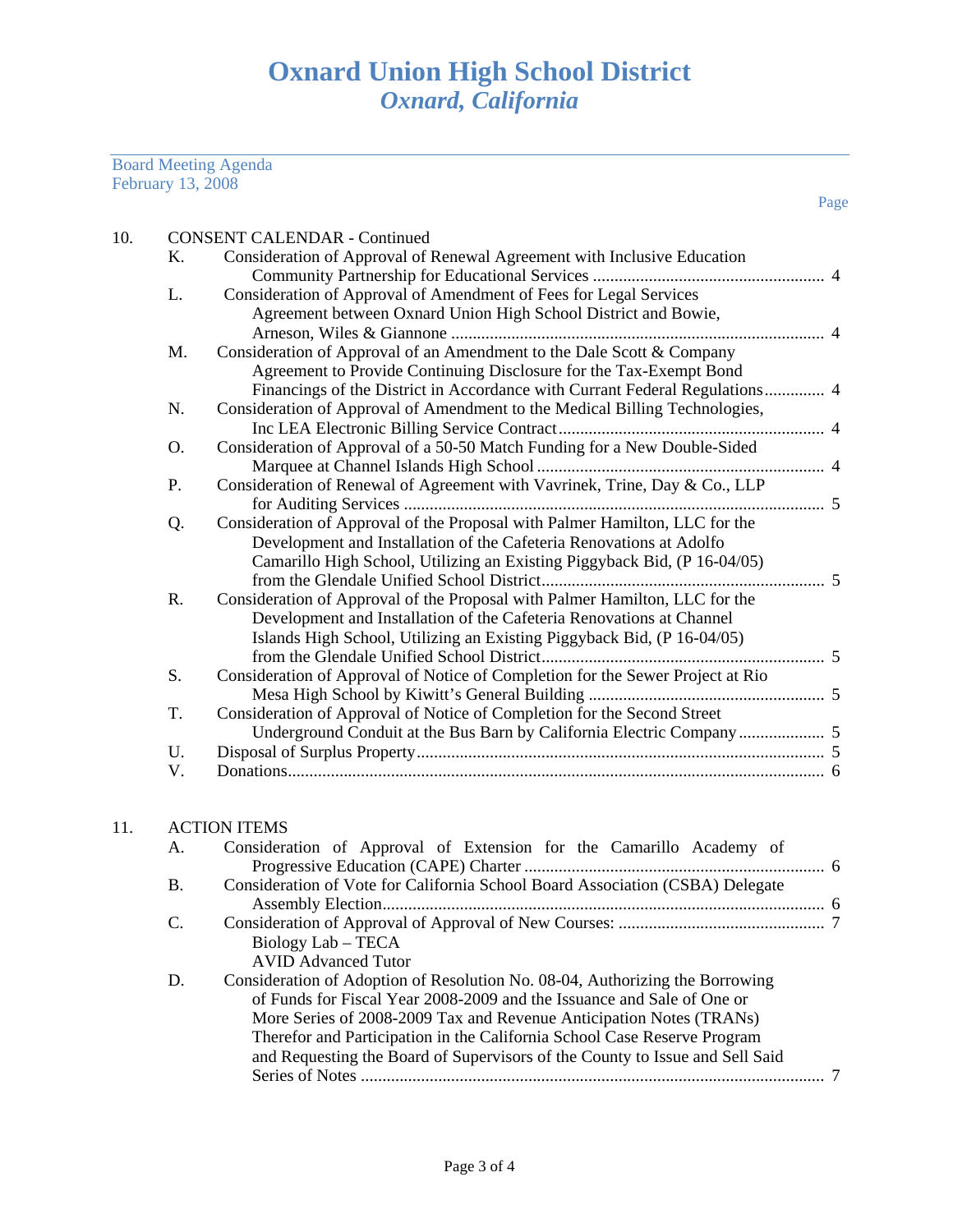# Oxnard Union High School District
## *Oxnard, California*

Board Meeting Agenda
February 13, 2008

Page

10. CONSENT CALENDAR - Continued
    - K. Consideration of Approval of Renewal Agreement with Inclusive Education Community Partnership for Educational Services ..................................................... 4
    - L. Consideration of Approval of Amendment of Fees for Legal Services Agreement between Oxnard Union High School District and Bowie, Arneson, Wiles & Giannone ..................................................................................... 4
    - M. Consideration of Approval of an Amendment to the Dale Scott & Company Agreement to Provide Continuing Disclosure for the Tax-Exempt Bond Financings of the District in Accordance with Currant Federal Regulations............. 4
    - N. Consideration of Approval of Amendment to the Medical Billing Technologies, Inc LEA Electronic Billing Service Contract............................................................. 4
    - O. Consideration of Approval of a 50-50 Match Funding for a New Double-Sided Marquee at Channel Islands High School .................................................................. 4
    - P. Consideration of Renewal of Agreement with Vavrinek, Trine, Day & Co., LLP for Auditing Services ................................................................................................. 5
    - Q. Consideration of Approval of the Proposal with Palmer Hamilton, LLC for the Development and Installation of the Cafeteria Renovations at Adolfo Camarillo High School, Utilizing an Existing Piggyback Bid, (P 16-04/05) from the Glendale Unified School District................................................................. 5
    - R. Consideration of Approval of the Proposal with Palmer Hamilton, LLC for the Development and Installation of the Cafeteria Renovations at Channel Islands High School, Utilizing an Existing Piggyback Bid, (P 16-04/05) from the Glendale Unified School District................................................................. 5
    - S. Consideration of Approval of Notice of Completion for the Sewer Project at Rio Mesa High School by Kiwitt's General Building ...................................................... 5
    - T. Consideration of Approval of Notice of Completion for the Second Street Underground Conduit at the Bus Barn by California Electric Company.................... 5
    - U. Disposal of Surplus Property.............................................................................................. 5
    - V. Donations............................................................................................................................ 6

11. ACTION ITEMS
    - A. Consideration of Approval of Extension for the Camarillo Academy of Progressive Education (CAPE) Charter ..................................................................... 6
    - B. Consideration of Vote for California School Board Association (CSBA) Delegate Assembly Election...................................................................................................... 6
    - C. Consideration of Approval of Approval of New Courses: ................................................ 7
      - Biology Lab – TECA
      - AVID Advanced Tutor
    - D. Consideration of Adoption of Resolution No. 08-04, Authorizing the Borrowing of Funds for Fiscal Year 2008-2009 and the Issuance and Sale of One or More Series of 2008-2009 Tax and Revenue Anticipation Notes (TRANs) Therefor and Participation in the California School Case Reserve Program and Requesting the Board of Supervisors of the County to Issue and Sell Said Series of Notes ........................................................................................................... 7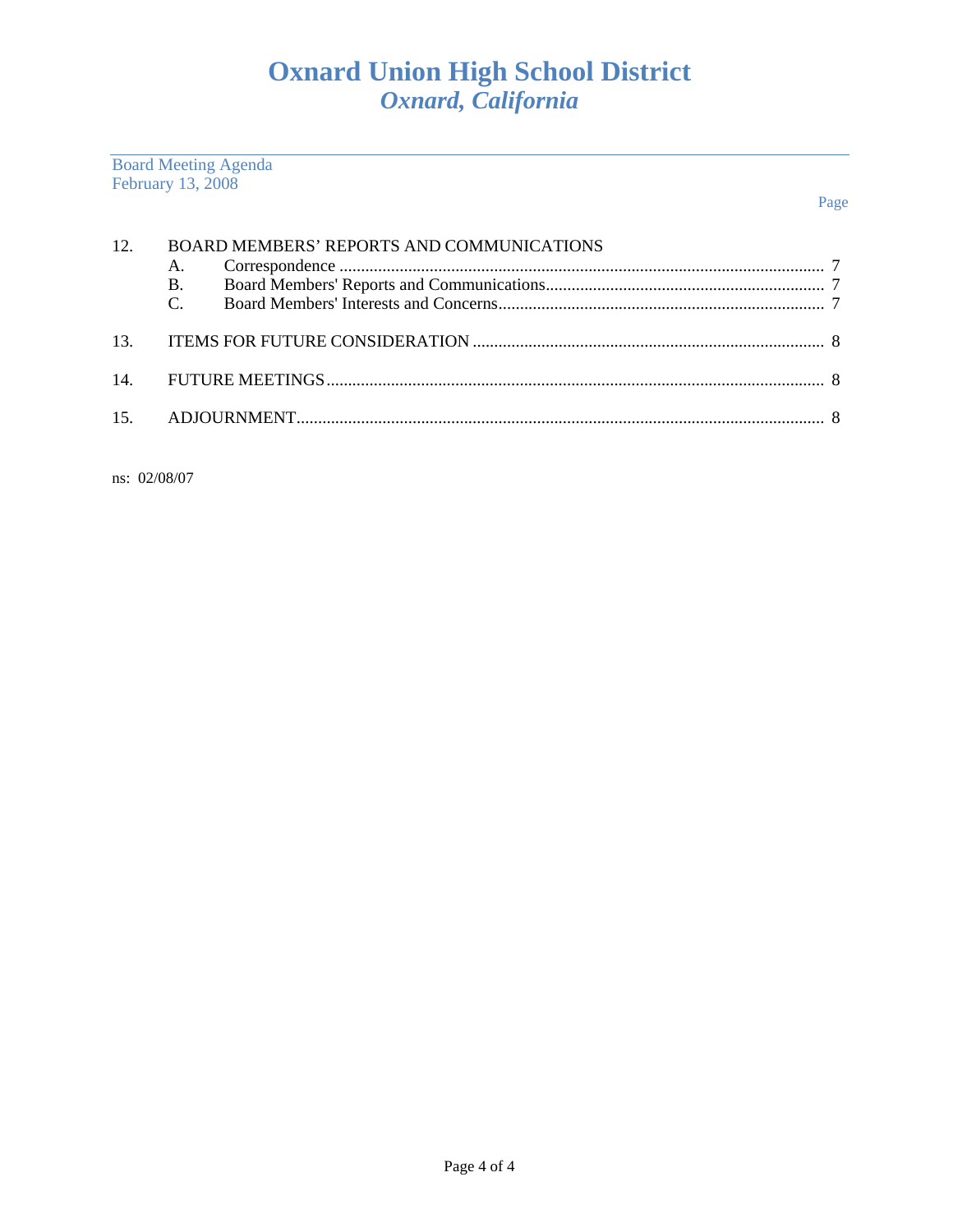# Oxnard Union High School District
## *Oxnard, California*

Board Meeting Agenda
February 13, 2008

Page

12. BOARD MEMBERS' REPORTS AND COMMUNICATIONS
    - A. Correspondence ........ 7
    - B. Board Members' Reports and Communications ........ 7
    - C. Board Members' Interests and Concerns ........ 7

13. ITEMS FOR FUTURE CONSIDERATION ........ 8

14. FUTURE MEETINGS ........ 8

15. ADJOURNMENT ........ 8

ns: 02/08/07